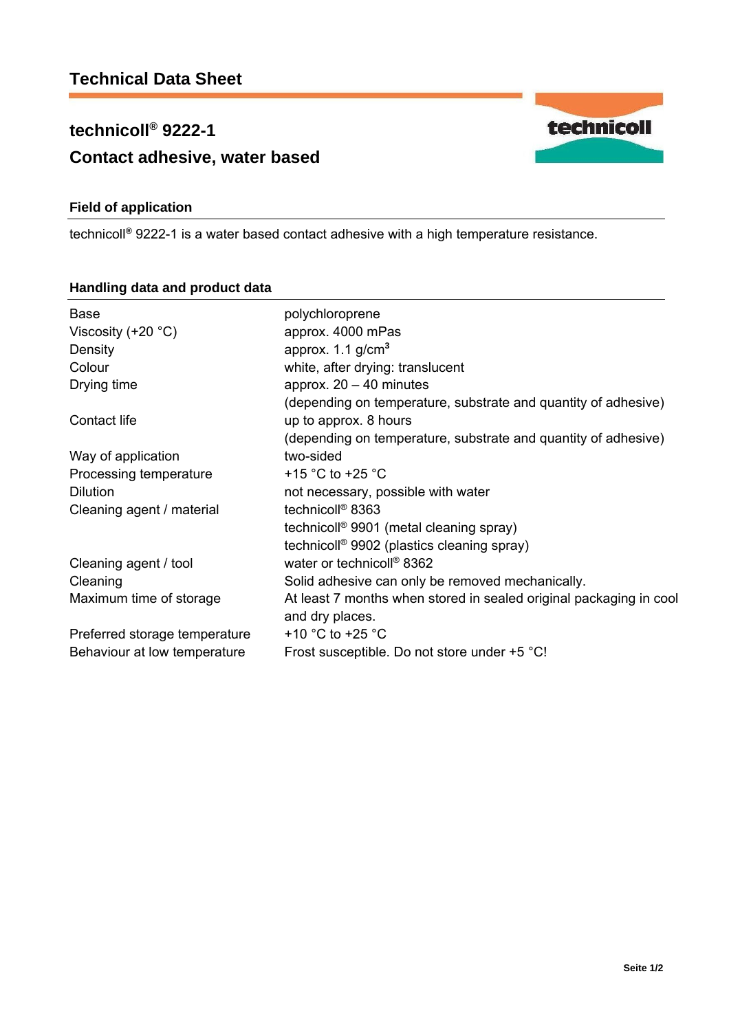# Technical Data Sheet

## technicoll® 9222-1
## Contact adhesive, water based

### Field of application

technicoll® 9222-1 is a water based contact adhesive with a high temperature resistance.

### Handling data and product data

| | |
|---|---|
| Base | polychloroprene |
| Viscosity (+20 °C) | approx. 4000 mPas |
| Density | approx. 1.1 g/cm³ |
| Colour | white, after drying: translucent |
| Drying time | approx. 20 – 40 minutes (depending on temperature, substrate and quantity of adhesive) |
| Contact life | up to approx. 8 hours (depending on temperature, substrate and quantity of adhesive) |
| Way of application | two-sided |
| Processing temperature | +15 °C to +25 °C |
| Dilution | not necessary, possible with water |
| Cleaning agent / material | technicoll® 8363<br>technicoll® 9901 (metal cleaning spray)<br>technicoll® 9902 (plastics cleaning spray) |
| Cleaning agent / tool | water or technicoll® 8362 |
| Cleaning | Solid adhesive can only be removed mechanically. |
| Maximum time of storage | At least 7 months when stored in sealed original packaging in cool and dry places. |
| Preferred storage temperature | +10 °C to +25 °C |
| Behaviour at low temperature | Frost susceptible. Do not store under +5 °C! |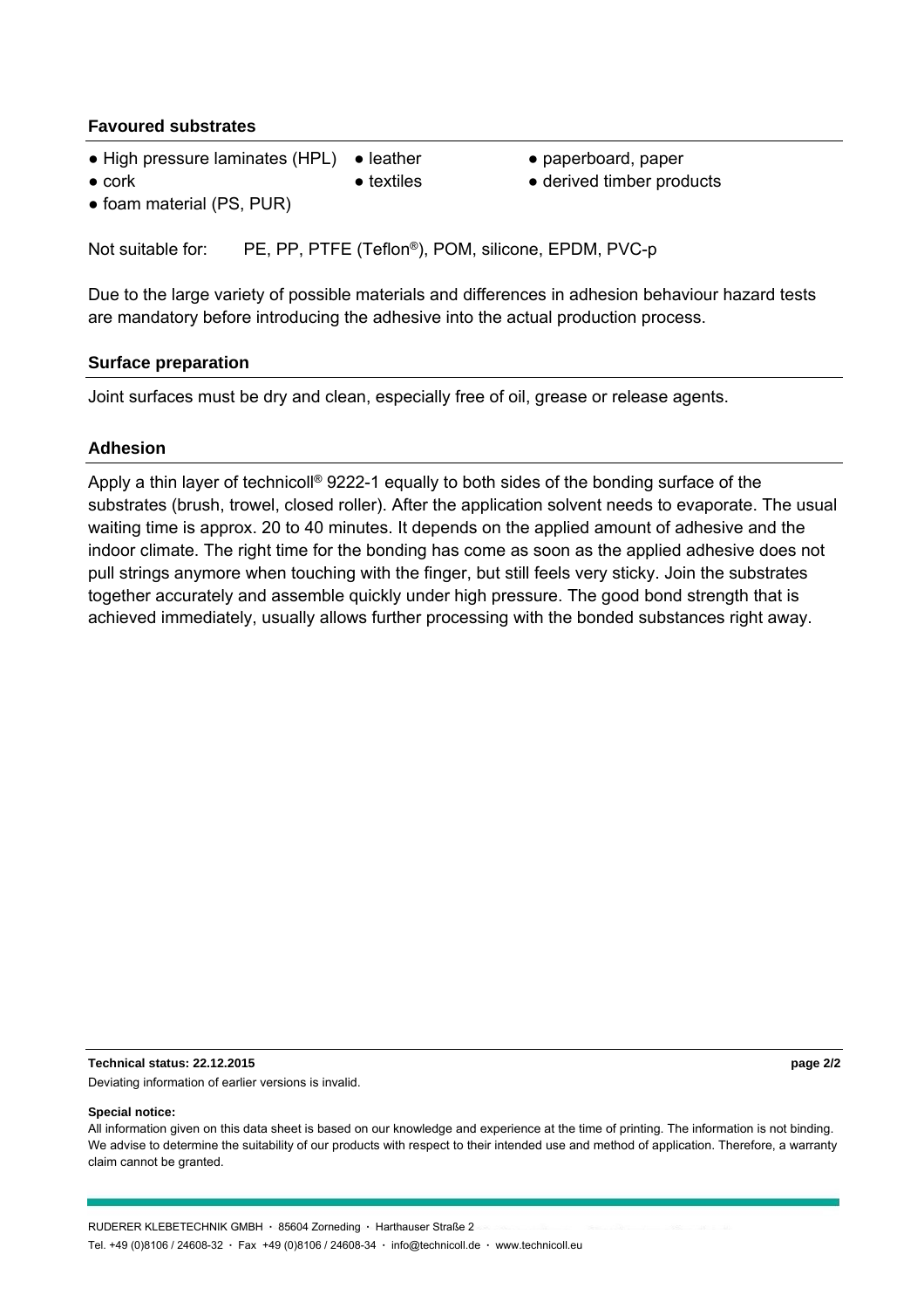## Favoured substrates

- High pressure laminates (HPL)
- leather
- paperboard, paper
- cork
- textiles
- derived timber products
- foam material (PS, PUR)

Not suitable for: PE, PP, PTFE (Teflon®), POM, silicone, EPDM, PVC-p

Due to the large variety of possible materials and differences in adhesion behaviour hazard tests are mandatory before introducing the adhesive into the actual production process.

## Surface preparation

Joint surfaces must be dry and clean, especially free of oil, grease or release agents.

## Adhesion

Apply a thin layer of technicoll® 9222-1 equally to both sides of the bonding surface of the substrates (brush, trowel, closed roller). After the application solvent needs to evaporate. The usual waiting time is approx. 20 to 40 minutes. It depends on the applied amount of adhesive and the indoor climate. The right time for the bonding has come as soon as the applied adhesive does not pull strings anymore when touching with the finger, but still feels very sticky. Join the substrates together accurately and assemble quickly under high pressure. The good bond strength that is achieved immediately, usually allows further processing with the bonded substances right away.

**Technical status: 22.12.2015**

Deviating information of earlier versions is invalid.

**Special notice:**

All information given on this data sheet is based on our knowledge and experience at the time of printing. The information is not binding. We advise to determine the suitability of our products with respect to their intended use and method of application. Therefore, a warranty claim cannot be granted.

RUDERER KLEBETECHNIK GMBH · 85604 Zorneding · Harthauser Straße 2

Tel. +49 (0)8106 / 24608-32 · Fax +49 (0)8106 / 24608-34 · info@technicoll.de · www.technicoll.eu